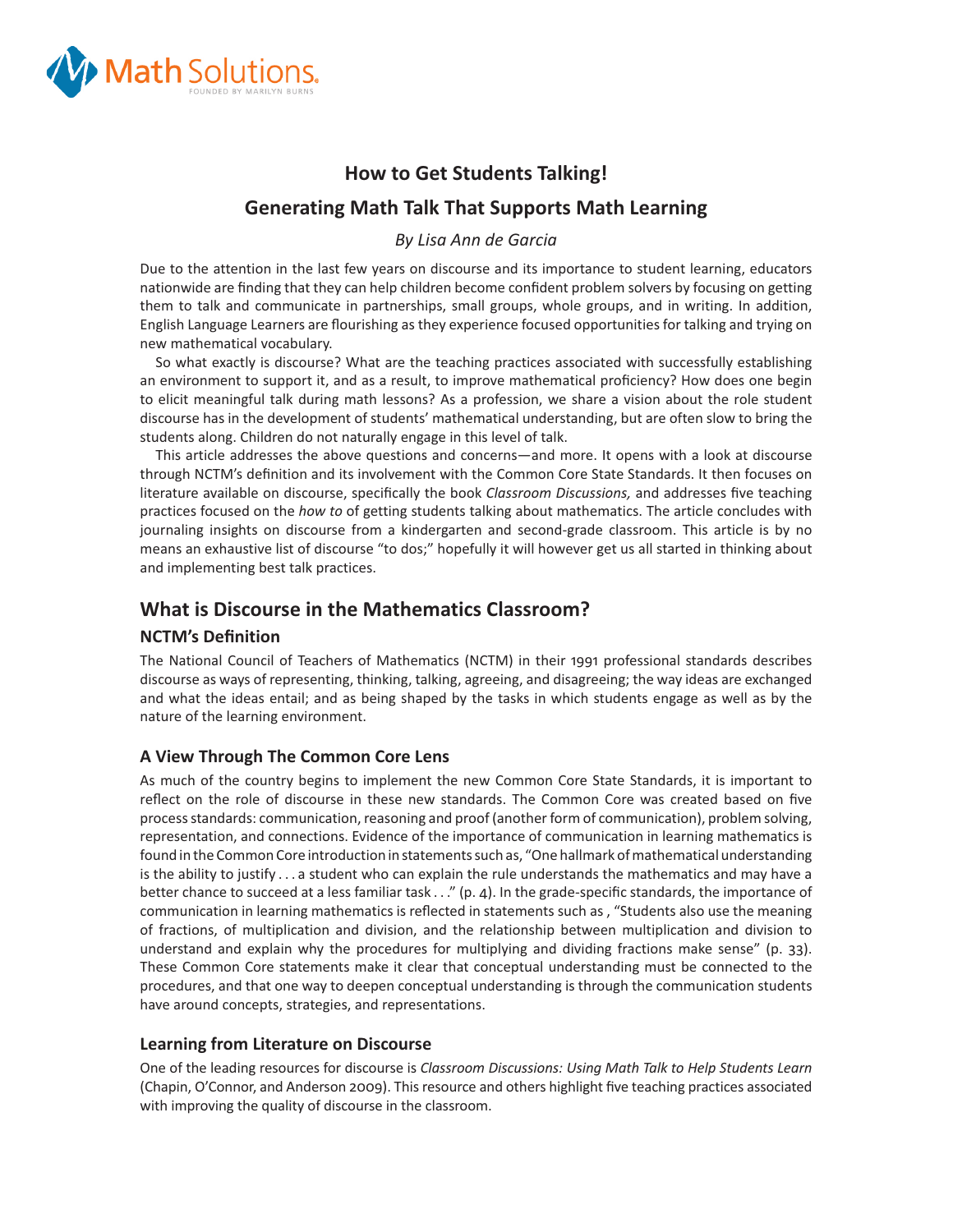# How to Get Students Talking!

## Generating Math Talk That Supports Math Learning

*By Lisa Ann de Garcia*

Due to the attention in the last few years on discourse and its importance to student learning, educators nationwide are finding that they can help children become confident problem solvers by focusing on getting them to talk and communicate in partnerships, small groups, whole groups, and in writing. In addition, English Language Learners are flourishing as they experience focused opportunities for talking and trying on new mathematical vocabulary.

So what exactly is discourse? What are the teaching practices associated with successfully establishing an environment to support it, and as a result, to improve mathematical proficiency? How does one begin to elicit meaningful talk during math lessons? As a profession, we share a vision about the role student discourse has in the development of students' mathematical understanding, but are often slow to bring the students along. Children do not naturally engage in this level of talk.

This article addresses the above questions and concerns—and more. It opens with a look at discourse through NCTM's definition and its involvement with the Common Core State Standards. It then focuses on literature available on discourse, specifically the book *Classroom Discussions,* and addresses five teaching practices focused on the *how to* of getting students talking about mathematics. The article concludes with journaling insights on discourse from a kindergarten and second-grade classroom. This article is by no means an exhaustive list of discourse "to dos;" hopefully it will however get us all started in thinking about and implementing best talk practices.

## What is Discourse in the Mathematics Classroom?

### NCTM's Definition

The National Council of Teachers of Mathematics (NCTM) in their 1991 professional standards describes discourse as ways of representing, thinking, talking, agreeing, and disagreeing; the way ideas are exchanged and what the ideas entail; and as being shaped by the tasks in which students engage as well as by the nature of the learning environment.

### A View Through The Common Core Lens

As much of the country begins to implement the new Common Core State Standards, it is important to reflect on the role of discourse in these new standards. The Common Core was created based on five process standards: communication, reasoning and proof (another form of communication), problem solving, representation, and connections. Evidence of the importance of communication in learning mathematics is found in the Common Core introduction in statements such as, "One hallmark of mathematical understanding is the ability to justify . . . a student who can explain the rule understands the mathematics and may have a better chance to succeed at a less familiar task . . ." (p. 4). In the grade-specific standards, the importance of communication in learning mathematics is reflected in statements such as , "Students also use the meaning of fractions, of multiplication and division, and the relationship between multiplication and division to understand and explain why the procedures for multiplying and dividing fractions make sense" (p. 33). These Common Core statements make it clear that conceptual understanding must be connected to the procedures, and that one way to deepen conceptual understanding is through the communication students have around concepts, strategies, and representations.

### Learning from Literature on Discourse

One of the leading resources for discourse is *Classroom Discussions: Using Math Talk to Help Students Learn* (Chapin, O'Connor, and Anderson 2009). This resource and others highlight five teaching practices associated with improving the quality of discourse in the classroom.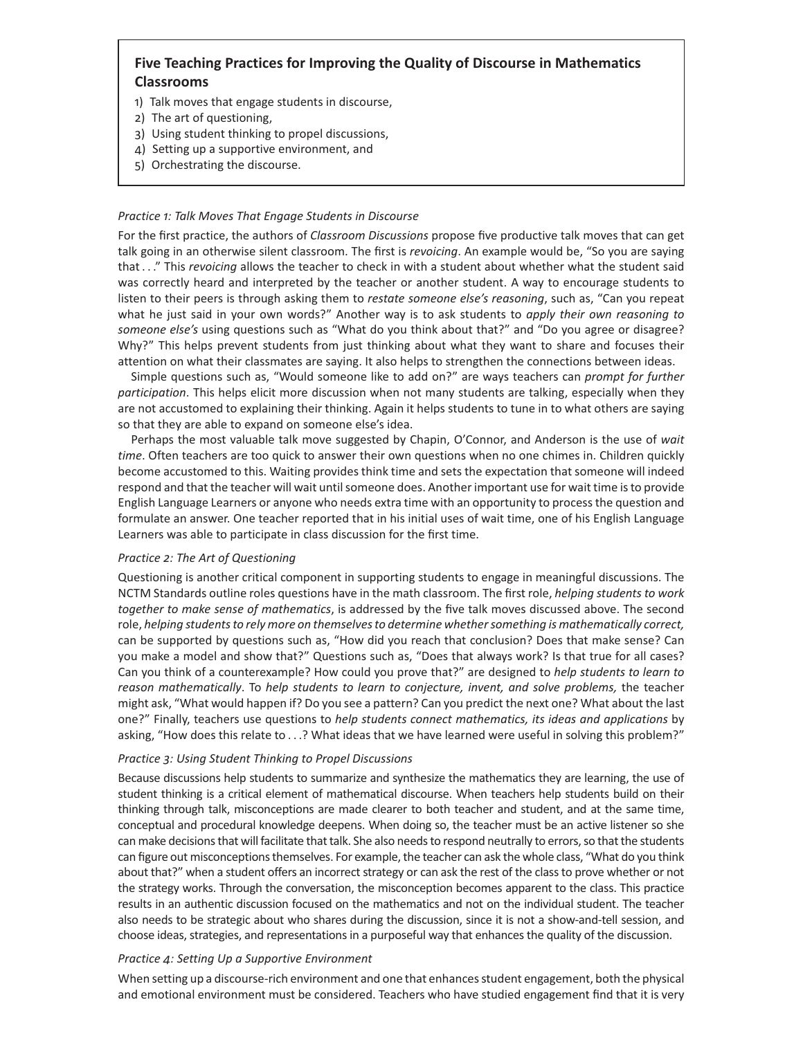**Five Teaching Practices for Improving the Quality of Discourse in Mathematics Classrooms**

1) Talk moves that engage students in discourse,
2) The art of questioning,
3) Using student thinking to propel discussions,
4) Setting up a supportive environment, and
5) Orchestrating the discourse.

*Practice 1: Talk Moves That Engage Students in Discourse*

For the first practice, the authors of *Classroom Discussions* propose five productive talk moves that can get talk going in an otherwise silent classroom. The first is *revoicing*. An example would be, "So you are saying that . . ." This *revoicing* allows the teacher to check in with a student about whether what the student said was correctly heard and interpreted by the teacher or another student. A way to encourage students to listen to their peers is through asking them to *restate someone else's reasoning*, such as, "Can you repeat what he just said in your own words?" Another way is to ask students to *apply their own reasoning to someone else's* using questions such as "What do you think about that?" and "Do you agree or disagree? Why?" This helps prevent students from just thinking about what they want to share and focuses their attention on what their classmates are saying. It also helps to strengthen the connections between ideas.

Simple questions such as, "Would someone like to add on?" are ways teachers can *prompt for further participation*. This helps elicit more discussion when not many students are talking, especially when they are not accustomed to explaining their thinking. Again it helps students to tune in to what others are saying so that they are able to expand on someone else's idea.

Perhaps the most valuable talk move suggested by Chapin, O'Connor, and Anderson is the use of *wait time*. Often teachers are too quick to answer their own questions when no one chimes in. Children quickly become accustomed to this. Waiting provides think time and sets the expectation that someone will indeed respond and that the teacher will wait until someone does. Another important use for wait time is to provide English Language Learners or anyone who needs extra time with an opportunity to process the question and formulate an answer. One teacher reported that in his initial uses of wait time, one of his English Language Learners was able to participate in class discussion for the first time.

*Practice 2: The Art of Questioning*

Questioning is another critical component in supporting students to engage in meaningful discussions. The NCTM Standards outline roles questions have in the math classroom. The first role, *helping students to work together to make sense of mathematics*, is addressed by the five talk moves discussed above. The second role, *helping students to rely more on themselves to determine whether something is mathematically correct,* can be supported by questions such as, "How did you reach that conclusion? Does that make sense? Can you make a model and show that?" Questions such as, "Does that always work? Is that true for all cases? Can you think of a counterexample? How could you prove that?" are designed to *help students to learn to reason mathematically*. To *help students to learn to conjecture, invent, and solve problems,* the teacher might ask, "What would happen if? Do you see a pattern? Can you predict the next one? What about the last one?" Finally, teachers use questions to *help students connect mathematics, its ideas and applications* by asking, "How does this relate to . . .? What ideas that we have learned were useful in solving this problem?"

*Practice 3: Using Student Thinking to Propel Discussions*

Because discussions help students to summarize and synthesize the mathematics they are learning, the use of student thinking is a critical element of mathematical discourse. When teachers help students build on their thinking through talk, misconceptions are made clearer to both teacher and student, and at the same time, conceptual and procedural knowledge deepens. When doing so, the teacher must be an active listener so she can make decisions that will facilitate that talk. She also needs to respond neutrally to errors, so that the students can figure out misconceptions themselves. For example, the teacher can ask the whole class, "What do you think about that?" when a student offers an incorrect strategy or can ask the rest of the class to prove whether or not the strategy works. Through the conversation, the misconception becomes apparent to the class. This practice results in an authentic discussion focused on the mathematics and not on the individual student. The teacher also needs to be strategic about who shares during the discussion, since it is not a show-and-tell session, and choose ideas, strategies, and representations in a purposeful way that enhances the quality of the discussion.

*Practice 4: Setting Up a Supportive Environment*

When setting up a discourse-rich environment and one that enhances student engagement, both the physical and emotional environment must be considered. Teachers who have studied engagement find that it is very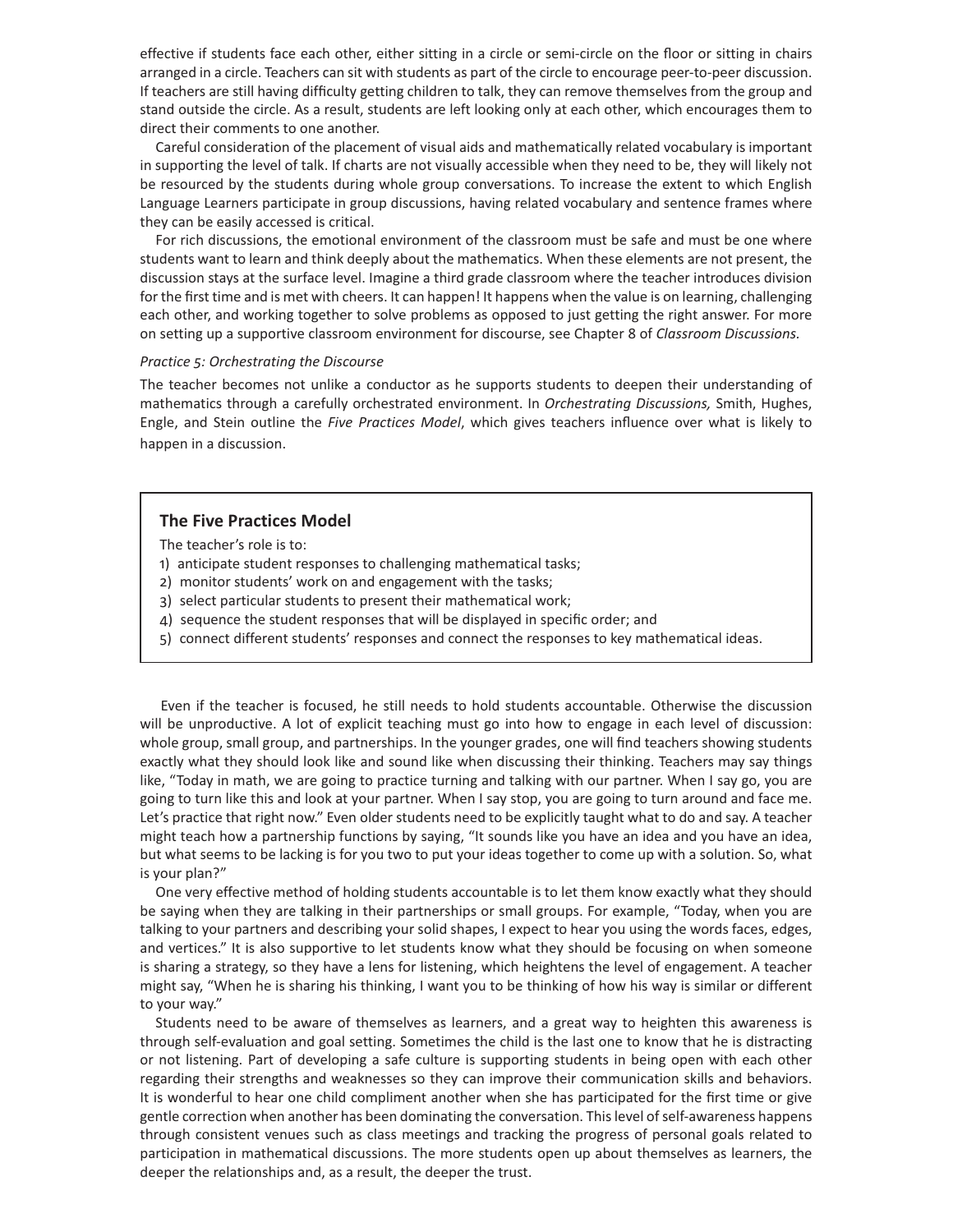effective if students face each other, either sitting in a circle or semi-circle on the floor or sitting in chairs arranged in a circle. Teachers can sit with students as part of the circle to encourage peer-to-peer discussion. If teachers are still having difficulty getting children to talk, they can remove themselves from the group and stand outside the circle. As a result, students are left looking only at each other, which encourages them to direct their comments to one another.

Careful consideration of the placement of visual aids and mathematically related vocabulary is important in supporting the level of talk. If charts are not visually accessible when they need to be, they will likely not be resourced by the students during whole group conversations. To increase the extent to which English Language Learners participate in group discussions, having related vocabulary and sentence frames where they can be easily accessed is critical.

For rich discussions, the emotional environment of the classroom must be safe and must be one where students want to learn and think deeply about the mathematics. When these elements are not present, the discussion stays at the surface level. Imagine a third grade classroom where the teacher introduces division for the first time and is met with cheers. It can happen! It happens when the value is on learning, challenging each other, and working together to solve problems as opposed to just getting the right answer. For more on setting up a supportive classroom environment for discourse, see Chapter 8 of *Classroom Discussions*.

*Practice 5: Orchestrating the Discourse*

The teacher becomes not unlike a conductor as he supports students to deepen their understanding of mathematics through a carefully orchestrated environment. In *Orchestrating Discussions,* Smith, Hughes, Engle, and Stein outline the *Five Practices Model*, which gives teachers influence over what is likely to happen in a discussion.

### The Five Practices Model

The teacher's role is to:

1) anticipate student responses to challenging mathematical tasks;
2) monitor students' work on and engagement with the tasks;
3) select particular students to present their mathematical work;
4) sequence the student responses that will be displayed in specific order; and
5) connect different students' responses and connect the responses to key mathematical ideas.

Even if the teacher is focused, he still needs to hold students accountable. Otherwise the discussion will be unproductive. A lot of explicit teaching must go into how to engage in each level of discussion: whole group, small group, and partnerships. In the younger grades, one will find teachers showing students exactly what they should look like and sound like when discussing their thinking. Teachers may say things like, "Today in math, we are going to practice turning and talking with our partner. When I say go, you are going to turn like this and look at your partner. When I say stop, you are going to turn around and face me. Let's practice that right now." Even older students need to be explicitly taught what to do and say. A teacher might teach how a partnership functions by saying, "It sounds like you have an idea and you have an idea, but what seems to be lacking is for you two to put your ideas together to come up with a solution. So, what is your plan?"

One very effective method of holding students accountable is to let them know exactly what they should be saying when they are talking in their partnerships or small groups. For example, "Today, when you are talking to your partners and describing your solid shapes, I expect to hear you using the words faces, edges, and vertices." It is also supportive to let students know what they should be focusing on when someone is sharing a strategy, so they have a lens for listening, which heightens the level of engagement. A teacher might say, "When he is sharing his thinking, I want you to be thinking of how his way is similar or different to your way."

Students need to be aware of themselves as learners, and a great way to heighten this awareness is through self-evaluation and goal setting. Sometimes the child is the last one to know that he is distracting or not listening. Part of developing a safe culture is supporting students in being open with each other regarding their strengths and weaknesses so they can improve their communication skills and behaviors. It is wonderful to hear one child compliment another when she has participated for the first time or give gentle correction when another has been dominating the conversation. This level of self-awareness happens through consistent venues such as class meetings and tracking the progress of personal goals related to participation in mathematical discussions. The more students open up about themselves as learners, the deeper the relationships and, as a result, the deeper the trust.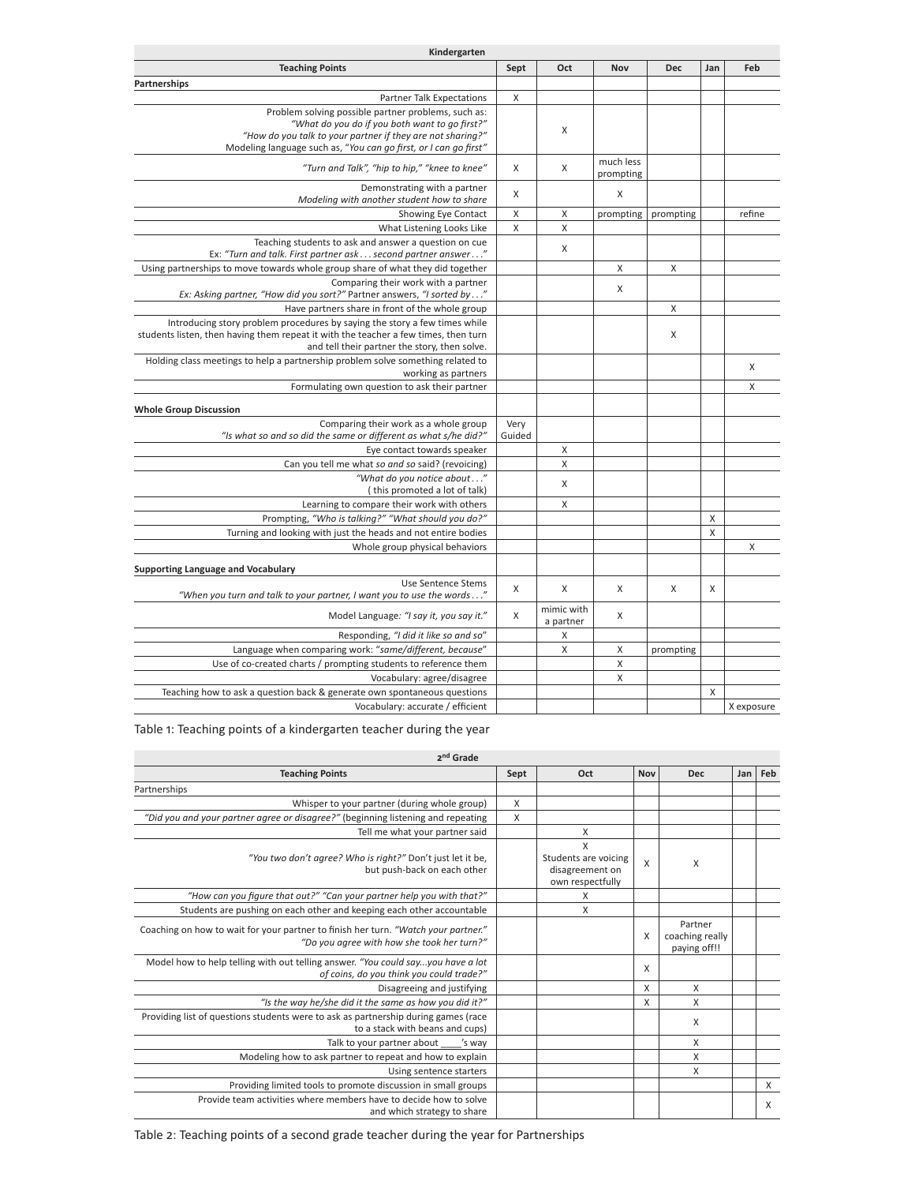| Kindergarten | | | | | | |
|---|---|---|---|---|---|---|
| **Teaching Points** | **Sept** | **Oct** | **Nov** | **Dec** | **Jan** | **Feb** |
| **Partnerships** | | | | | | |
| Partner Talk Expectations | X | | | | | |
| Problem solving possible partner problems, such as: *"What do you do if you both want to go first?"* *"How do you talk to your partner if they are not sharing?"* Modeling language such as, "*You can go first, or I can go first"* | | X | | | | |
| *"Turn and Talk", "hip to hip," "knee to knee"* | X | X | much less prompting | | | |
| Demonstrating with a partner *Modeling with another student how to share* | X | | X | | | |
| Showing Eye Contact | X | X | prompting | prompting | | refine |
| What Listening Looks Like | X | X | | | | |
| Teaching students to ask and answer a question on cue Ex: *"Turn and talk. First partner ask . . . second partner answer . . ."* | | X | | | | |
| Using partnerships to move towards whole group share of what they did together | | | X | X | | |
| Comparing their work with a partner *Ex: Asking partner, "How did you sort?"* Partner answers, *"I sorted by . . ."* | | | X | | | |
| Have partners share in front of the whole group | | | | X | | |
| Introducing story problem procedures by saying the story a few times while students listen, then having them repeat it with the teacher a few times, then turn and tell their partner the story, then solve. | | | | X | | |
| Holding class meetings to help a partnership problem solve something related to working as partners | | | | | | X |
| Formulating own question to ask their partner | | | | | | X |
| **Whole Group Discussion** | | | | | | |
| Comparing their work as a whole group *"Is what so and so did the same or different as what s/he did?"* | Very Guided | | | | | |
| Eye contact towards speaker | | X | | | | |
| Can you tell me what *so and so* said? (revoicing) | | X | | | | |
| *"What do you notice about . . ."* ( this promoted a lot of talk) | | X | | | | |
| Learning to compare their work with others | | X | | | | |
| Prompting, *"Who is talking?" "What should you do?"* | | | | | X | |
| Turning and looking with just the heads and not entire bodies | | | | | X | |
| Whole group physical behaviors | | | | | | X |
| **Supporting Language and Vocabulary** | | | | | | |
| Use Sentence Stems *"When you turn and talk to your partner, I want you to use the words . . ."* | X | X | X | X | X | |
| Model Language: *"I say it, you say it."* | X | mimic with a partner | X | | | |
| Responding, *"I did it like so and so"* | | X | | | | |
| Language when comparing work: "*same/different, because*" | | X | X | prompting | | |
| Use of co-created charts / prompting students to reference them | | | X | | | |
| Vocabulary: agree/disagree | | | X | | | |
| Teaching how to ask a question back & generate own spontaneous questions | | | | | X | |
| Vocabulary: accurate / efficient | | | | | | X exposure |

Table 1: Teaching points of a kindergarten teacher during the year

| 2nd Grade | | | | | | |
|---|---|---|---|---|---|---|
| **Teaching Points** | **Sept** | **Oct** | **Nov** | **Dec** | **Jan** | **Feb** |
| Partnerships | | | | | | |
| Whisper to your partner (during whole group) | X | | | | | |
| *"Did you and your partner agree or disagree?"* (beginning listening and repeating | X | | | | | |
| Tell me what your partner said | | X | | | | |
| *"You two don't agree? Who is right?"* Don't just let it be, but push-back on each other | | X Students are voicing disagreement on own respectfully | X | X | | |
| *"How can you figure that out?" "Can your partner help you with that?"* | | X | | | | |
| Students are pushing on each other and keeping each other accountable | | X | | | | |
| Coaching on how to wait for your partner to finish her turn. *"Watch your partner." "Do you agree with how she took her turn?"* | | | X | Partner coaching really paying off!! | | |
| Model how to help telling with out telling answer. *"You could say...you have a lot of coins, do you think you could trade?"* | | | X | | | |
| Disagreeing and justifying | | | X | X | | |
| *"Is the way he/she did it the same as how you did it?"* | | | X | X | | |
| Providing list of questions students were to ask as partnership during games (race to a stack with beans and cups) | | | | X | | |
| Talk to your partner about ____'s way | | | | X | | |
| Modeling how to ask partner to repeat and how to explain | | | | X | | |
| Using sentence starters | | | | X | | |
| Providing limited tools to promote discussion in small groups | | | | | | X |
| Provide team activities where members have to decide how to solve and which strategy to share | | | | | | X |

Table 2: Teaching points of a second grade teacher during the year for Partnerships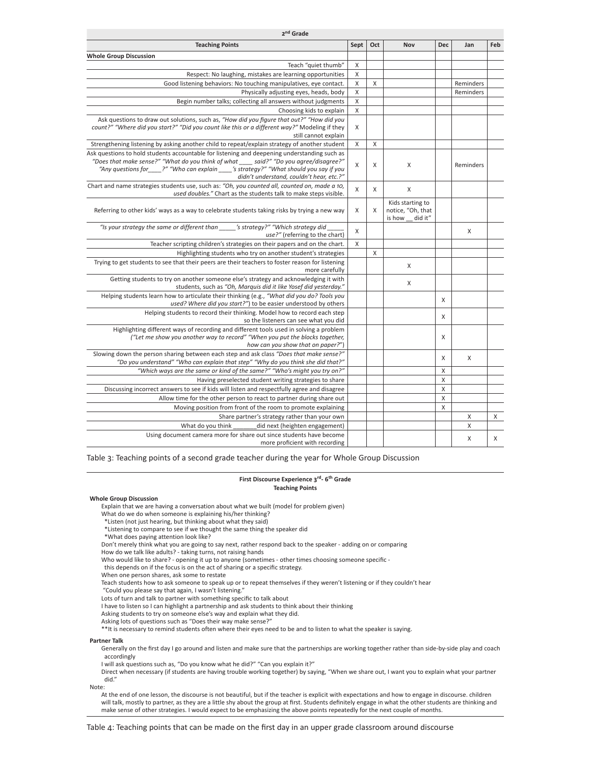| 2nd Grade | | | | | | |
|---|---|---|---|---|---|---|
| **Teaching Points** | **Sept** | **Oct** | **Nov** | **Dec** | **Jan** | **Feb** |
| **Whole Group Discussion** | | | | | | |
| Teach "quiet thumb" | X | | | | | |
| Respect: No laughing, mistakes are learning opportunities | X | | | | | |
| Good listening behaviors: No touching manipulatives, eye contact. | X | X | | | Reminders | |
| Physically adjusting eyes, heads, body | X | | | | Reminders | |
| Begin number talks; collecting all answers without judgments | X | | | | | |
| Choosing kids to explain | X | | | | | |
| Ask questions to draw out solutions, such as, *"How did you figure that out?" "How did you count?" "Where did you start?" "Did you count like this or a different way?"* Modeling if they still cannot explain | X | | | | | |
| Strengthening listening by asking another child to repeat/explain strategy of another student | X | X | | | | |
| Ask questions to hold students accountable for listening and deepening understanding such as *"Does that make sense?" "What do you think of what ____ said?" "Do you agree/disagree?" "Any questions for____?" "Who can explain ____'s strategy?" "What should you say if you didn't understand, couldn't hear, etc.?"* | X | X | X | | Reminders | |
| Chart and name strategies students use, such as: *"Oh, you counted all, counted on, made a 10, used doubles."* Chart as the students talk to make steps visible. | X | X | X | | | |
| Referring to other kids' ways as a way to celebrate students taking risks by trying a new way | X | X | Kids starting to notice, "Oh, that is how __ did it" | | | |
| *"Is your strategy the same or different than _____'s strategy?" "Which strategy did _____ use?"* (referring to the chart) | X | | | | X | |
| Teacher scripting children's strategies on their papers and on the chart. | X | | | | | |
| Highlighting students who try on another student's strategies | | X | | | | |
| Trying to get students to see that their peers are their teachers to foster reason for listening more carefully | | | X | | | |
| Getting students to try on another someone else's strategy and acknowledging it with students, such as *"Oh, Marquis did it like Yosef did yesterday."* | | | X | | | |
| Helping students learn how to articulate their thinking (e.g., *"What did you do? Tools you used? Where did you start?"*) to be easier understood by others | | | | X | | |
| Helping students to record their thinking. Model how to record each step so the listeners can see what you did | | | | X | | |
| Highlighting different ways of recording and different tools used in solving a problem (*"Let me show you another way to record" "When you put the blocks together, how can you show that on paper?"*) | | | | X | | |
| Slowing down the person sharing between each step and ask class *"Does that make sense?" "Do you understand" "Who can explain that step" "Why do you think she did that?"* | | | | X | X | |
| *"Which ways are the same or kind of the same?" "Who's might you try on?"* | | | | X | | |
| Having preselected student writing strategies to share | | | | X | | |
| Discussing incorrect answers to see if kids will listen and respectfully agree and disagree | | | | X | | |
| Allow time for the other person to react to partner during share out | | | | X | | |
| Moving position from front of the room to promote explaining | | | | X | | |
| Share partner's strategy rather than your own | | | | | X | X |
| What do you think _______did next (heighten engagement) | | | | | X | |
| Using document camera more for share out since students have become more proficient with recording | | | | | X | X |

Table 3: Teaching points of a second grade teacher during the year for Whole Group Discussion

**First Discourse Experience 3rd- 6th Grade**
**Teaching Points**

**Whole Group Discussion**

Explain that we are having a conversation about what we built (model for problem given)
What do we do when someone is explaining his/her thinking?
*Listen (not just hearing, but thinking about what they said)
*Listening to compare to see if we thought the same thing the speaker did
*What does paying attention look like?
Don't merely think what you are going to say next, rather respond back to the speaker - adding on or comparing
How do we talk like adults? - taking turns, not raising hands
Who would like to share? - opening it up to anyone (sometimes - other times choosing someone specific - this depends on if the focus is on the act of sharing or a specific strategy.
When one person shares, ask some to restate
Teach students how to ask someone to speak up or to repeat themselves if they weren't listening or if they couldn't hear "Could you please say that again, I wasn't listening."
Lots of turn and talk to partner with something specific to talk about
I have to listen so I can highlight a partnership and ask students to think about their thinking
Asking students to try on someone else's way and explain what they did.
Asking lots of questions such as "Does their way make sense?"
**It is necessary to remind students often where their eyes need to be and to listen to what the speaker is saying.

**Partner Talk**

Generally on the first day I go around and listen and make sure that the partnerships are working together rather than side-by-side play and coach accordingly
I will ask questions such as, "Do you know what he did?" "Can you explain it?"
Direct when necessary (if students are having trouble working together) by saying, "When we share out, I want you to explain what your partner did."

Note:

At the end of one lesson, the discourse is not beautiful, but if the teacher is explicit with expectations and how to engage in discourse. children will talk, mostly to partner, as they are a little shy about the group at first. Students definitely engage in what the other students are thinking and make sense of other strategies. I would expect to be emphasizing the above points repeatedly for the next couple of months.

Table 4: Teaching points that can be made on the first day in an upper grade classroom around discourse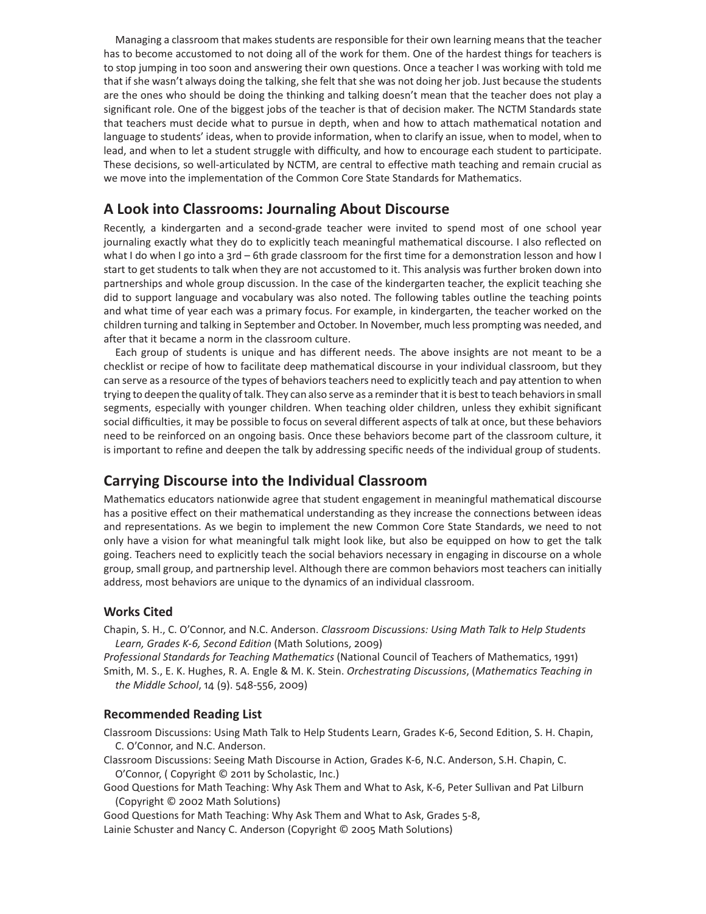Managing a classroom that makes students are responsible for their own learning means that the teacher has to become accustomed to not doing all of the work for them. One of the hardest things for teachers is to stop jumping in too soon and answering their own questions. Once a teacher I was working with told me that if she wasn't always doing the talking, she felt that she was not doing her job. Just because the students are the ones who should be doing the thinking and talking doesn't mean that the teacher does not play a significant role. One of the biggest jobs of the teacher is that of decision maker. The NCTM Standards state that teachers must decide what to pursue in depth, when and how to attach mathematical notation and language to students' ideas, when to provide information, when to clarify an issue, when to model, when to lead, and when to let a student struggle with difficulty, and how to encourage each student to participate. These decisions, so well-articulated by NCTM, are central to effective math teaching and remain crucial as we move into the implementation of the Common Core State Standards for Mathematics.

## A Look into Classrooms: Journaling About Discourse

Recently, a kindergarten and a second-grade teacher were invited to spend most of one school year journaling exactly what they do to explicitly teach meaningful mathematical discourse. I also reflected on what I do when I go into a 3rd – 6th grade classroom for the first time for a demonstration lesson and how I start to get students to talk when they are not accustomed to it. This analysis was further broken down into partnerships and whole group discussion. In the case of the kindergarten teacher, the explicit teaching she did to support language and vocabulary was also noted. The following tables outline the teaching points and what time of year each was a primary focus. For example, in kindergarten, the teacher worked on the children turning and talking in September and October. In November, much less prompting was needed, and after that it became a norm in the classroom culture.

Each group of students is unique and has different needs. The above insights are not meant to be a checklist or recipe of how to facilitate deep mathematical discourse in your individual classroom, but they can serve as a resource of the types of behaviors teachers need to explicitly teach and pay attention to when trying to deepen the quality of talk. They can also serve as a reminder that it is best to teach behaviors in small segments, especially with younger children. When teaching older children, unless they exhibit significant social difficulties, it may be possible to focus on several different aspects of talk at once, but these behaviors need to be reinforced on an ongoing basis. Once these behaviors become part of the classroom culture, it is important to refine and deepen the talk by addressing specific needs of the individual group of students.

## Carrying Discourse into the Individual Classroom

Mathematics educators nationwide agree that student engagement in meaningful mathematical discourse has a positive effect on their mathematical understanding as they increase the connections between ideas and representations. As we begin to implement the new Common Core State Standards, we need to not only have a vision for what meaningful talk might look like, but also be equipped on how to get the talk going. Teachers need to explicitly teach the social behaviors necessary in engaging in discourse on a whole group, small group, and partnership level. Although there are common behaviors most teachers can initially address, most behaviors are unique to the dynamics of an individual classroom.

### Works Cited

Chapin, S. H., C. O'Connor, and N.C. Anderson. *Classroom Discussions: Using Math Talk to Help Students Learn, Grades K-6, Second Edition* (Math Solutions, 2009)

*Professional Standards for Teaching Mathematics* (National Council of Teachers of Mathematics, 1991)

Smith, M. S., E. K. Hughes, R. A. Engle & M. K. Stein. *Orchestrating Discussions*, (*Mathematics Teaching in the Middle School*, 14 (9). 548-556, 2009)

### Recommended Reading List

Classroom Discussions: Using Math Talk to Help Students Learn, Grades K-6, Second Edition, S. H. Chapin, C. O'Connor, and N.C. Anderson.

Classroom Discussions: Seeing Math Discourse in Action, Grades K-6, N.C. Anderson, S.H. Chapin, C. O'Connor, ( Copyright © 2011 by Scholastic, Inc.)

Good Questions for Math Teaching: Why Ask Them and What to Ask, K-6, Peter Sullivan and Pat Lilburn (Copyright © 2002 Math Solutions)

Good Questions for Math Teaching: Why Ask Them and What to Ask, Grades 5-8,
Lainie Schuster and Nancy C. Anderson (Copyright © 2005 Math Solutions)